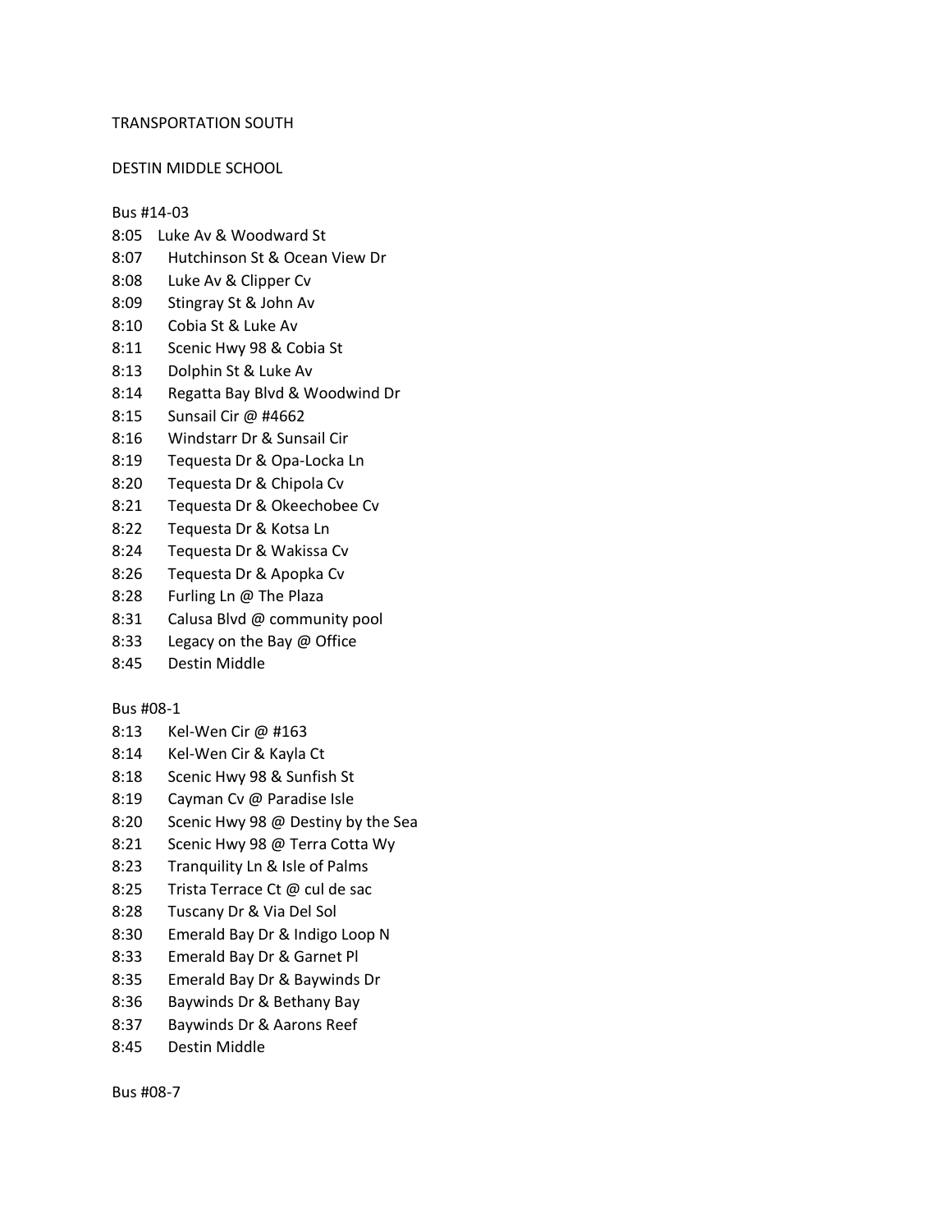TRANSPORTATION SOUTH

DESTIN MIDDLE SCHOOL

Bus #14-03

8:05 Luke Av & Woodward St
8:07 Hutchinson St & Ocean View Dr
8:08 Luke Av & Clipper Cv
8:09 Stingray St & John Av
8:10 Cobia St & Luke Av
8:11 Scenic Hwy 98 & Cobia St
8:13 Dolphin St & Luke Av
8:14 Regatta Bay Blvd & Woodwind Dr
8:15 Sunsail Cir @ #4662
8:16 Windstarr Dr & Sunsail Cir
8:19 Tequesta Dr & Opa-Locka Ln
8:20 Tequesta Dr & Chipola Cv
8:21 Tequesta Dr & Okeechobee Cv
8:22 Tequesta Dr & Kotsa Ln
8:24 Tequesta Dr & Wakissa Cv
8:26 Tequesta Dr & Apopka Cv
8:28 Furling Ln @ The Plaza
8:31 Calusa Blvd @ community pool
8:33 Legacy on the Bay @ Office
8:45 Destin Middle

Bus #08-1

8:13 Kel-Wen Cir @ #163
8:14 Kel-Wen Cir & Kayla Ct
8:18 Scenic Hwy 98 & Sunfish St
8:19 Cayman Cv @ Paradise Isle
8:20 Scenic Hwy 98 @ Destiny by the Sea
8:21 Scenic Hwy 98 @ Terra Cotta Wy
8:23 Tranquility Ln & Isle of Palms
8:25 Trista Terrace Ct @ cul de sac
8:28 Tuscany Dr & Via Del Sol
8:30 Emerald Bay Dr & Indigo Loop N
8:33 Emerald Bay Dr & Garnet Pl
8:35 Emerald Bay Dr & Baywinds Dr
8:36 Baywinds Dr & Bethany Bay
8:37 Baywinds Dr & Aarons Reef
8:45 Destin Middle

Bus #08-7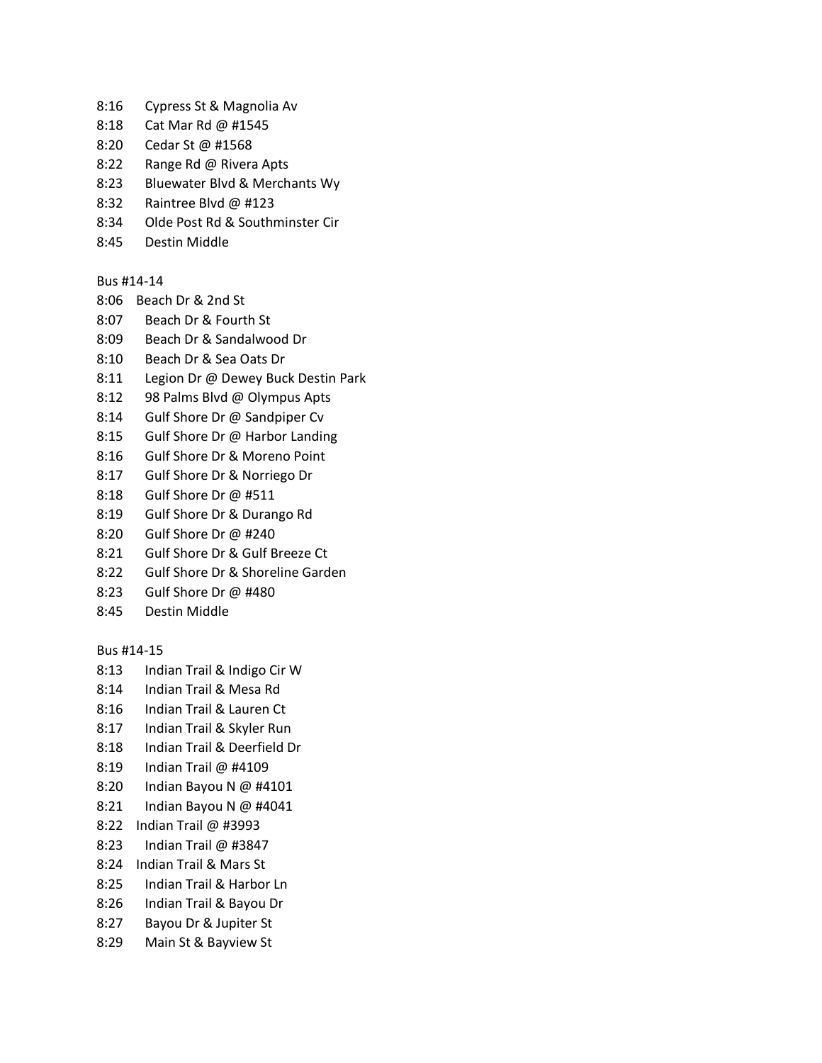8:16 Cypress St & Magnolia Av
8:18 Cat Mar Rd @ #1545
8:20 Cedar St @ #1568
8:22 Range Rd @ Rivera Apts
8:23 Bluewater Blvd & Merchants Wy
8:32 Raintree Blvd @ #123
8:34 Olde Post Rd & Southminster Cir
8:45 Destin Middle

Bus #14-14
8:06 Beach Dr & 2nd St
8:07 Beach Dr & Fourth St
8:09 Beach Dr & Sandalwood Dr
8:10 Beach Dr & Sea Oats Dr
8:11 Legion Dr @ Dewey Buck Destin Park
8:12 98 Palms Blvd @ Olympus Apts
8:14 Gulf Shore Dr @ Sandpiper Cv
8:15 Gulf Shore Dr @ Harbor Landing
8:16 Gulf Shore Dr & Moreno Point
8:17 Gulf Shore Dr & Norriego Dr
8:18 Gulf Shore Dr @ #511
8:19 Gulf Shore Dr & Durango Rd
8:20 Gulf Shore Dr @ #240
8:21 Gulf Shore Dr & Gulf Breeze Ct
8:22 Gulf Shore Dr & Shoreline Garden
8:23 Gulf Shore Dr @ #480
8:45 Destin Middle

Bus #14-15
8:13 Indian Trail & Indigo Cir W
8:14 Indian Trail & Mesa Rd
8:16 Indian Trail & Lauren Ct
8:17 Indian Trail & Skyler Run
8:18 Indian Trail & Deerfield Dr
8:19 Indian Trail @ #4109
8:20 Indian Bayou N @ #4101
8:21 Indian Bayou N @ #4041
8:22 Indian Trail @ #3993
8:23 Indian Trail @ #3847
8:24 Indian Trail & Mars St
8:25 Indian Trail & Harbor Ln
8:26 Indian Trail & Bayou Dr
8:27 Bayou Dr & Jupiter St
8:29 Main St & Bayview St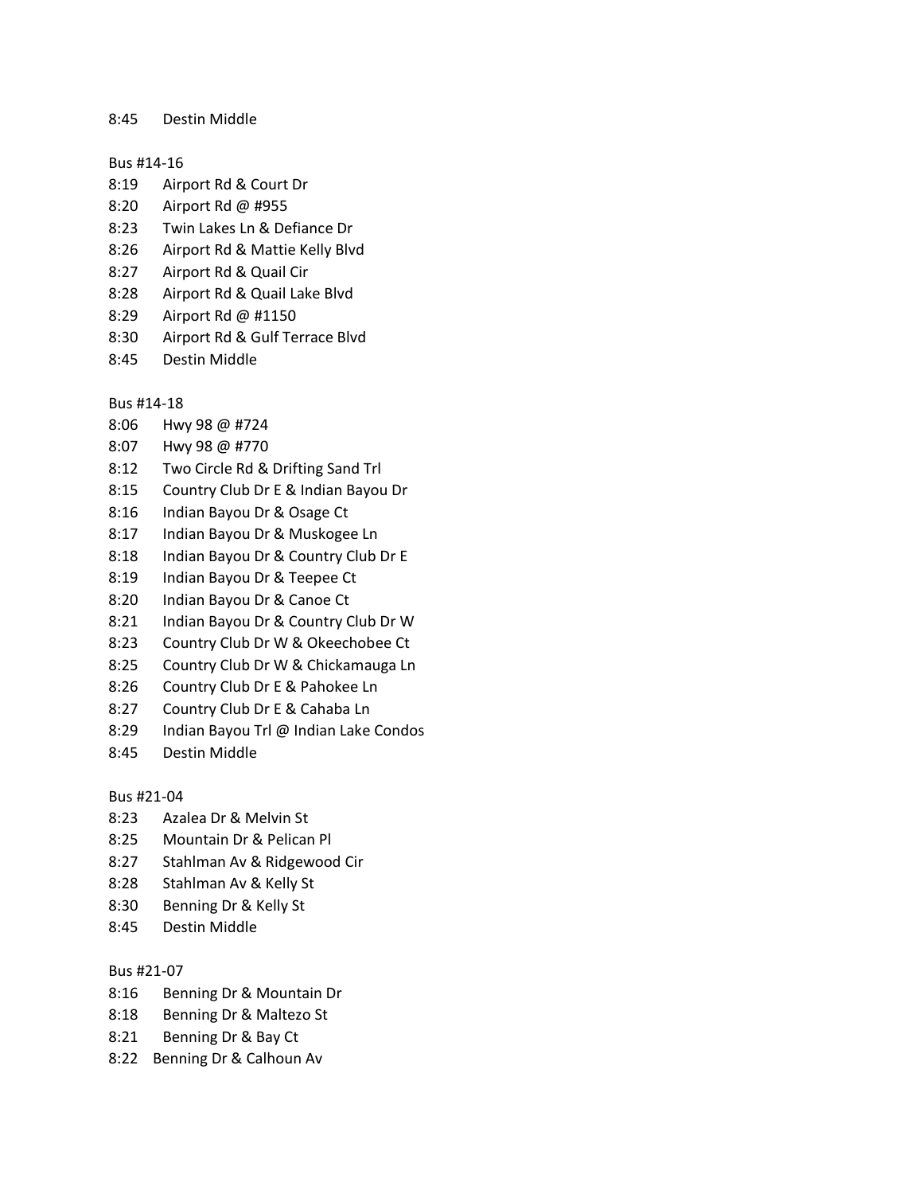8:45 Destin Middle

Bus #14-16

8:19 Airport Rd & Court Dr
8:20 Airport Rd @ #955
8:23 Twin Lakes Ln & Defiance Dr
8:26 Airport Rd & Mattie Kelly Blvd
8:27 Airport Rd & Quail Cir
8:28 Airport Rd & Quail Lake Blvd
8:29 Airport Rd @ #1150
8:30 Airport Rd & Gulf Terrace Blvd
8:45 Destin Middle

Bus #14-18

8:06 Hwy 98 @ #724
8:07 Hwy 98 @ #770
8:12 Two Circle Rd & Drifting Sand Trl
8:15 Country Club Dr E & Indian Bayou Dr
8:16 Indian Bayou Dr & Osage Ct
8:17 Indian Bayou Dr & Muskogee Ln
8:18 Indian Bayou Dr & Country Club Dr E
8:19 Indian Bayou Dr & Teepee Ct
8:20 Indian Bayou Dr & Canoe Ct
8:21 Indian Bayou Dr & Country Club Dr W
8:23 Country Club Dr W & Okeechobee Ct
8:25 Country Club Dr W & Chickamauga Ln
8:26 Country Club Dr E & Pahokee Ln
8:27 Country Club Dr E & Cahaba Ln
8:29 Indian Bayou Trl @ Indian Lake Condos
8:45 Destin Middle

Bus #21-04

8:23 Azalea Dr & Melvin St
8:25 Mountain Dr & Pelican Pl
8:27 Stahlman Av & Ridgewood Cir
8:28 Stahlman Av & Kelly St
8:30 Benning Dr & Kelly St
8:45 Destin Middle

Bus #21-07

8:16 Benning Dr & Mountain Dr
8:18 Benning Dr & Maltezo St
8:21 Benning Dr & Bay Ct
8:22 Benning Dr & Calhoun Av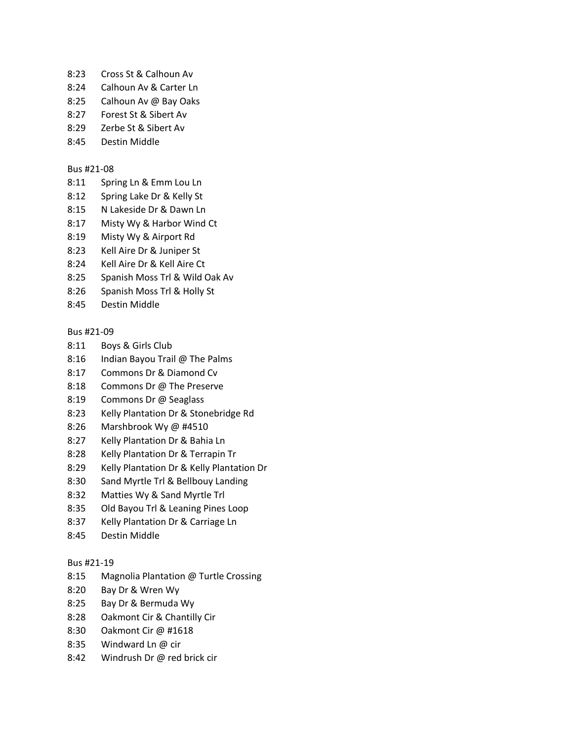8:23 Cross St & Calhoun Av
8:24 Calhoun Av & Carter Ln
8:25 Calhoun Av @ Bay Oaks
8:27 Forest St & Sibert Av
8:29 Zerbe St & Sibert Av
8:45 Destin Middle

Bus #21-08

8:11 Spring Ln & Emm Lou Ln
8:12 Spring Lake Dr & Kelly St
8:15 N Lakeside Dr & Dawn Ln
8:17 Misty Wy & Harbor Wind Ct
8:19 Misty Wy & Airport Rd
8:23 Kell Aire Dr & Juniper St
8:24 Kell Aire Dr & Kell Aire Ct
8:25 Spanish Moss Trl & Wild Oak Av
8:26 Spanish Moss Trl & Holly St
8:45 Destin Middle

Bus #21-09

8:11 Boys & Girls Club
8:16 Indian Bayou Trail @ The Palms
8:17 Commons Dr & Diamond Cv
8:18 Commons Dr @ The Preserve
8:19 Commons Dr @ Seaglass
8:23 Kelly Plantation Dr & Stonebridge Rd
8:26 Marshbrook Wy @ #4510
8:27 Kelly Plantation Dr & Bahia Ln
8:28 Kelly Plantation Dr & Terrapin Tr
8:29 Kelly Plantation Dr & Kelly Plantation Dr
8:30 Sand Myrtle Trl & Bellbouy Landing
8:32 Matties Wy & Sand Myrtle Trl
8:35 Old Bayou Trl & Leaning Pines Loop
8:37 Kelly Plantation Dr & Carriage Ln
8:45 Destin Middle

Bus #21-19

8:15 Magnolia Plantation @ Turtle Crossing
8:20 Bay Dr & Wren Wy
8:25 Bay Dr & Bermuda Wy
8:28 Oakmont Cir & Chantilly Cir
8:30 Oakmont Cir @ #1618
8:35 Windward Ln @ cir
8:42 Windrush Dr @ red brick cir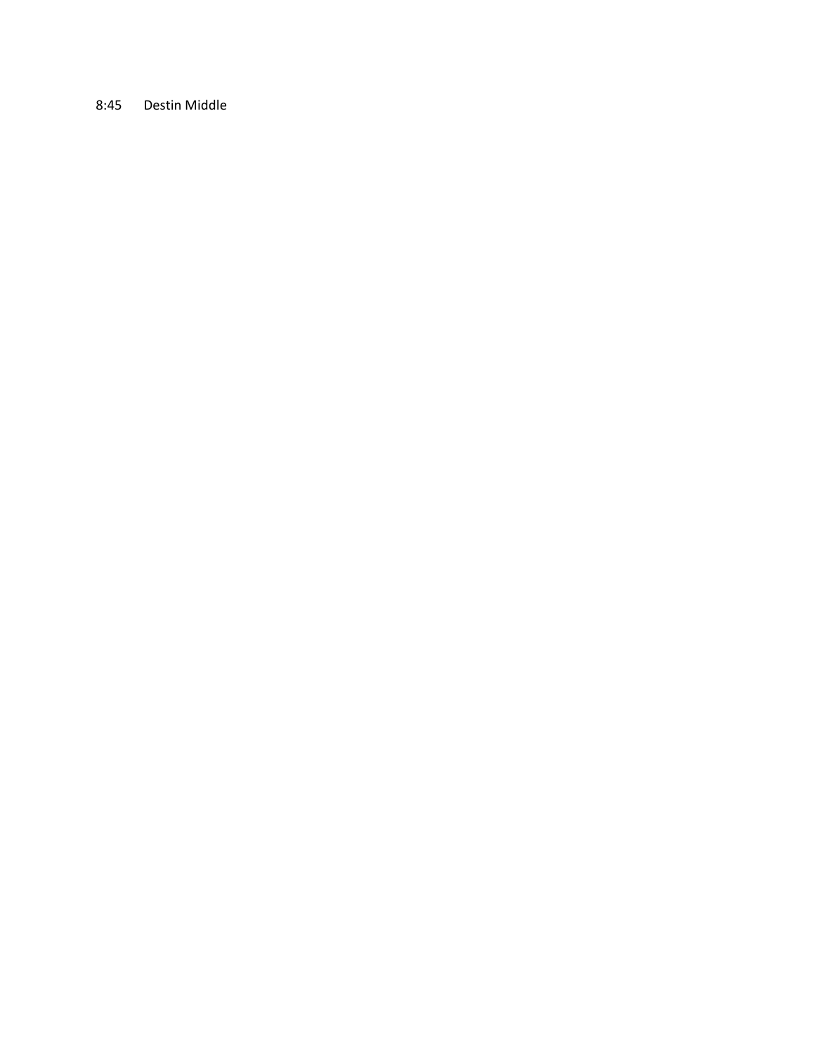8:45 Destin Middle